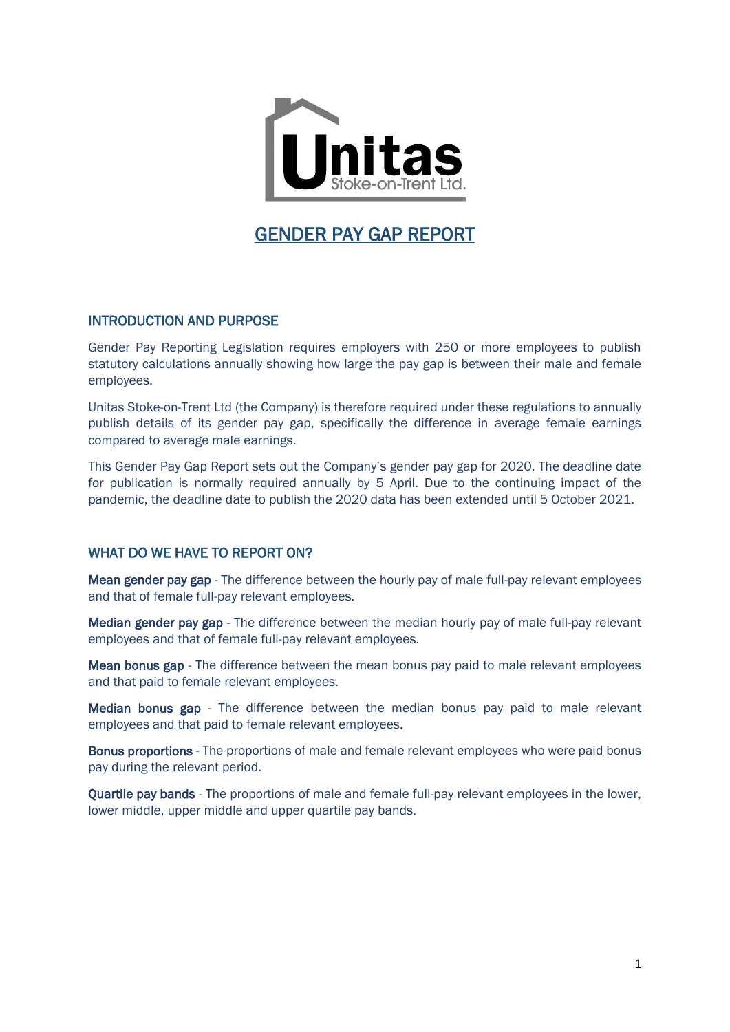# GENDER PAY GAP REPORT

## INTRODUCTION AND PURPOSE

Gender Pay Reporting Legislation requires employers with 250 or more employees to publish statutory calculations annually showing how large the pay gap is between their male and female employees.

Unitas Stoke-on-Trent Ltd (the Company) is therefore required under these regulations to annually publish details of its gender pay gap, specifically the difference in average female earnings compared to average male earnings.

This Gender Pay Gap Report sets out the Company's gender pay gap for 2020. The deadline date for publication is normally required annually by 5 April. Due to the continuing impact of the pandemic, the deadline date to publish the 2020 data has been extended until 5 October 2021.

## WHAT DO WE HAVE TO REPORT ON?

**Mean gender pay gap** - The difference between the hourly pay of male full-pay relevant employees and that of female full-pay relevant employees.

**Median gender pay gap** - The difference between the median hourly pay of male full-pay relevant employees and that of female full-pay relevant employees.

**Mean bonus gap** - The difference between the mean bonus pay paid to male relevant employees and that paid to female relevant employees.

**Median bonus gap** - The difference between the median bonus pay paid to male relevant employees and that paid to female relevant employees.

**Bonus proportions** - The proportions of male and female relevant employees who were paid bonus pay during the relevant period.

**Quartile pay bands** - The proportions of male and female full-pay relevant employees in the lower, lower middle, upper middle and upper quartile pay bands.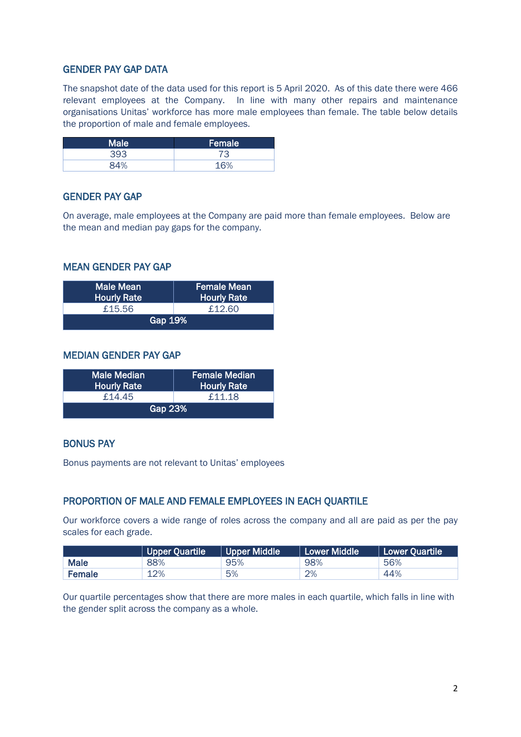## GENDER PAY GAP DATA

The snapshot date of the data used for this report is 5 April 2020. As of this date there were 466 relevant employees at the Company. In line with many other repairs and maintenance organisations Unitas' workforce has more male employees than female. The table below details the proportion of male and female employees.

| Male | Female |
|---|---|
| 393 | 73 |
| 84% | 16% |

## GENDER PAY GAP

On average, male employees at the Company are paid more than female employees. Below are the mean and median pay gaps for the company.

## MEAN GENDER PAY GAP

| Male Mean Hourly Rate | Female Mean Hourly Rate |
|---|---|
| £15.56 | £12.60 |
| **Gap 19%** | |

## MEDIAN GENDER PAY GAP

| Male Median Hourly Rate | Female Median Hourly Rate |
|---|---|
| £14.45 | £11.18 |
| **Gap 23%** | |

## BONUS PAY

Bonus payments are not relevant to Unitas' employees

## PROPORTION OF MALE AND FEMALE EMPLOYEES IN EACH QUARTILE

Our workforce covers a wide range of roles across the company and all are paid as per the pay scales for each grade.

| | Upper Quartile | Upper Middle | Lower Middle | Lower Quartile |
|---|---|---|---|---|
| **Male** | 88% | 95% | 98% | 56% |
| **Female** | 12% | 5% | 2% | 44% |

Our quartile percentages show that there are more males in each quartile, which falls in line with the gender split across the company as a whole.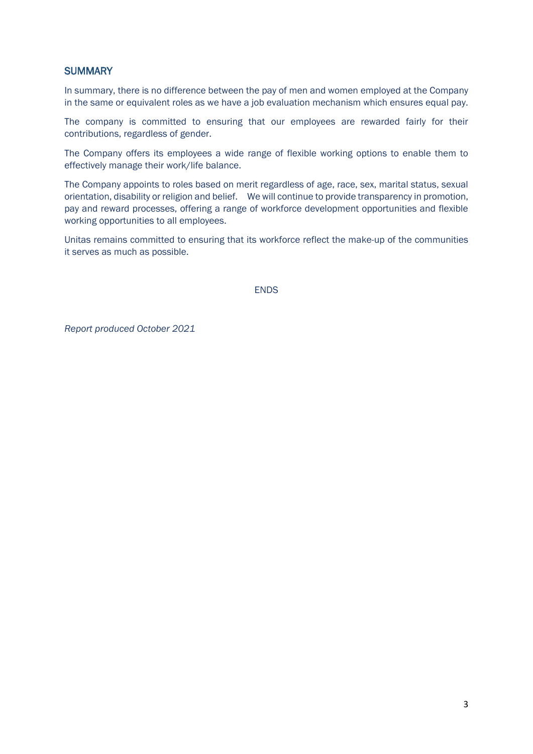## SUMMARY

In summary, there is no difference between the pay of men and women employed at the Company in the same or equivalent roles as we have a job evaluation mechanism which ensures equal pay.

The company is committed to ensuring that our employees are rewarded fairly for their contributions, regardless of gender.

The Company offers its employees a wide range of flexible working options to enable them to effectively manage their work/life balance.

The Company appoints to roles based on merit regardless of age, race, sex, marital status, sexual orientation, disability or religion and belief. We will continue to provide transparency in promotion, pay and reward processes, offering a range of workforce development opportunities and flexible working opportunities to all employees.

Unitas remains committed to ensuring that its workforce reflect the make-up of the communities it serves as much as possible.

ENDS

*Report produced October 2021*